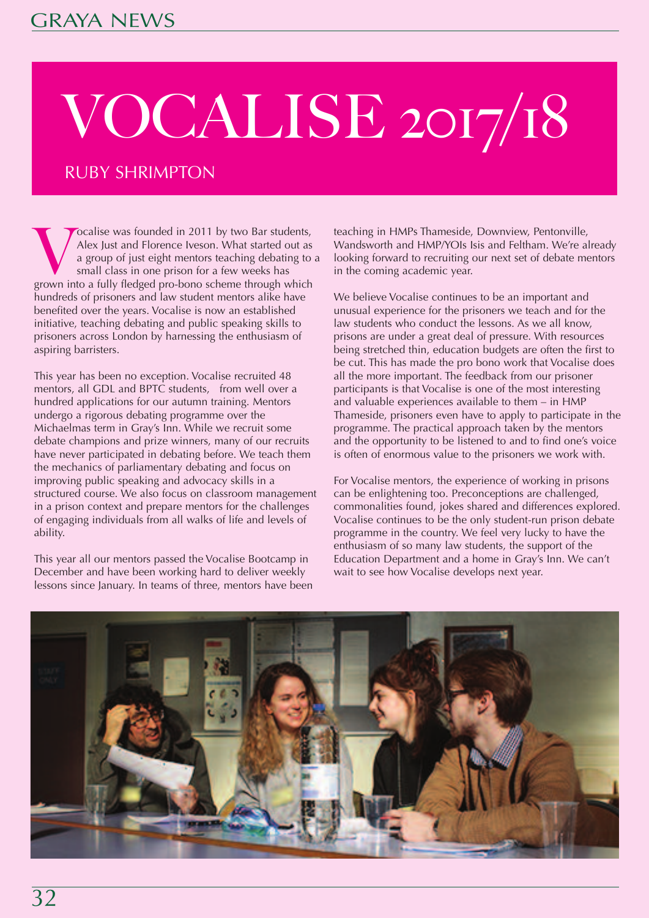# VOCALISE 2017/18

## RUBY SHRIMPTON

Vocalise was founded in 2011 by two Bar students, Alex Just and Florence Iveson. What started out as a group of just eight mentors teaching debating to a small class in one prison for a few weeks has grown into a fully fledged pro-bono scheme through which hundreds of prisoners and law student mentors alike have benefited over the years. Vocalise is now an established initiative, teaching debating and public speaking skills to prisoners across London by harnessing the enthusiasm of aspiring barristers.

This year has been no exception. Vocalise recruited 48 mentors, all GDL and BPTC students, from well over a hundred applications for our autumn training. Mentors undergo a rigorous debating programme over the Michaelmas term in Gray's Inn. While we recruit some debate champions and prize winners, many of our recruits have never participated in debating before. We teach them the mechanics of parliamentary debating and focus on improving public speaking and advocacy skills in a structured course. We also focus on classroom management in a prison context and prepare mentors for the challenges of engaging individuals from all walks of life and levels of ability.

This year all our mentors passed the Vocalise Bootcamp in December and have been working hard to deliver weekly lessons since January. In teams of three, mentors have been teaching in HMPs Thameside, Downview, Pentonville, Wandsworth and HMP/YOIs Isis and Feltham. We're already looking forward to recruiting our next set of debate mentors in the coming academic year.

We believe Vocalise continues to be an important and unusual experience for the prisoners we teach and for the law students who conduct the lessons. As we all know, prisons are under a great deal of pressure. With resources being stretched thin, education budgets are often the first to be cut. This has made the pro bono work that Vocalise does all the more important. The feedback from our prisoner participants is that Vocalise is one of the most interesting and valuable experiences available to them – in HMP Thameside, prisoners even have to apply to participate in the programme. The practical approach taken by the mentors and the opportunity to be listened to and to find one's voice is often of enormous value to the prisoners we work with.

For Vocalise mentors, the experience of working in prisons can be enlightening too. Preconceptions are challenged, commonalities found, jokes shared and differences explored. Vocalise continues to be the only student-run prison debate programme in the country. We feel very lucky to have the enthusiasm of so many law students, the support of the Education Department and a home in Gray's Inn. We can't wait to see how Vocalise develops next year.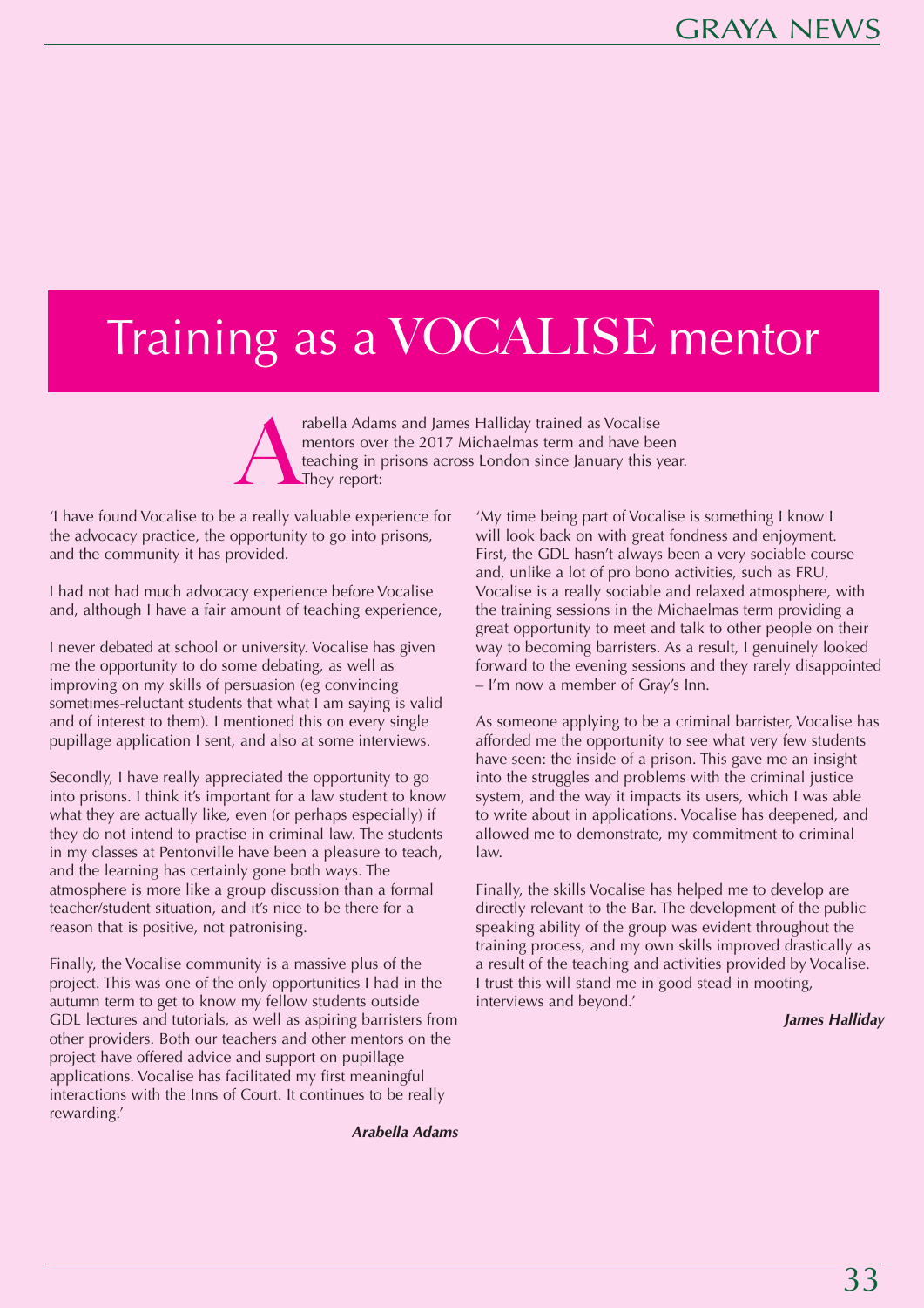# Training as a VOCALISE mentor

Arabella Adams and James Halliday trained as Vocalise mentors over the 2017 Michaelmas term and have been teaching in prisons across London since January this year. They report:

'I have found Vocalise to be a really valuable experience for the advocacy practice, the opportunity to go into prisons, and the community it has provided.

I had not had much advocacy experience before Vocalise and, although I have a fair amount of teaching experience,

I never debated at school or university. Vocalise has given me the opportunity to do some debating, as well as improving on my skills of persuasion (eg convincing sometimes-reluctant students that what I am saying is valid and of interest to them). I mentioned this on every single pupillage application I sent, and also at some interviews.

Secondly, I have really appreciated the opportunity to go into prisons. I think it's important for a law student to know what they are actually like, even (or perhaps especially) if they do not intend to practise in criminal law. The students in my classes at Pentonville have been a pleasure to teach, and the learning has certainly gone both ways. The atmosphere is more like a group discussion than a formal teacher/student situation, and it's nice to be there for a reason that is positive, not patronising.

Finally, the Vocalise community is a massive plus of the project. This was one of the only opportunities I had in the autumn term to get to know my fellow students outside GDL lectures and tutorials, as well as aspiring barristers from other providers. Both our teachers and other mentors on the project have offered advice and support on pupillage applications. Vocalise has facilitated my first meaningful interactions with the Inns of Court. It continues to be really rewarding.'

***Arabella Adams***

'My time being part of Vocalise is something I know I will look back on with great fondness and enjoyment. First, the GDL hasn't always been a very sociable course and, unlike a lot of pro bono activities, such as FRU, Vocalise is a really sociable and relaxed atmosphere, with the training sessions in the Michaelmas term providing a great opportunity to meet and talk to other people on their way to becoming barristers. As a result, I genuinely looked forward to the evening sessions and they rarely disappointed – I'm now a member of Gray's Inn.

As someone applying to be a criminal barrister, Vocalise has afforded me the opportunity to see what very few students have seen: the inside of a prison. This gave me an insight into the struggles and problems with the criminal justice system, and the way it impacts its users, which I was able to write about in applications. Vocalise has deepened, and allowed me to demonstrate, my commitment to criminal law.

Finally, the skills Vocalise has helped me to develop are directly relevant to the Bar. The development of the public speaking ability of the group was evident throughout the training process, and my own skills improved drastically as a result of the teaching and activities provided by Vocalise. I trust this will stand me in good stead in mooting, interviews and beyond.'

***James Halliday***